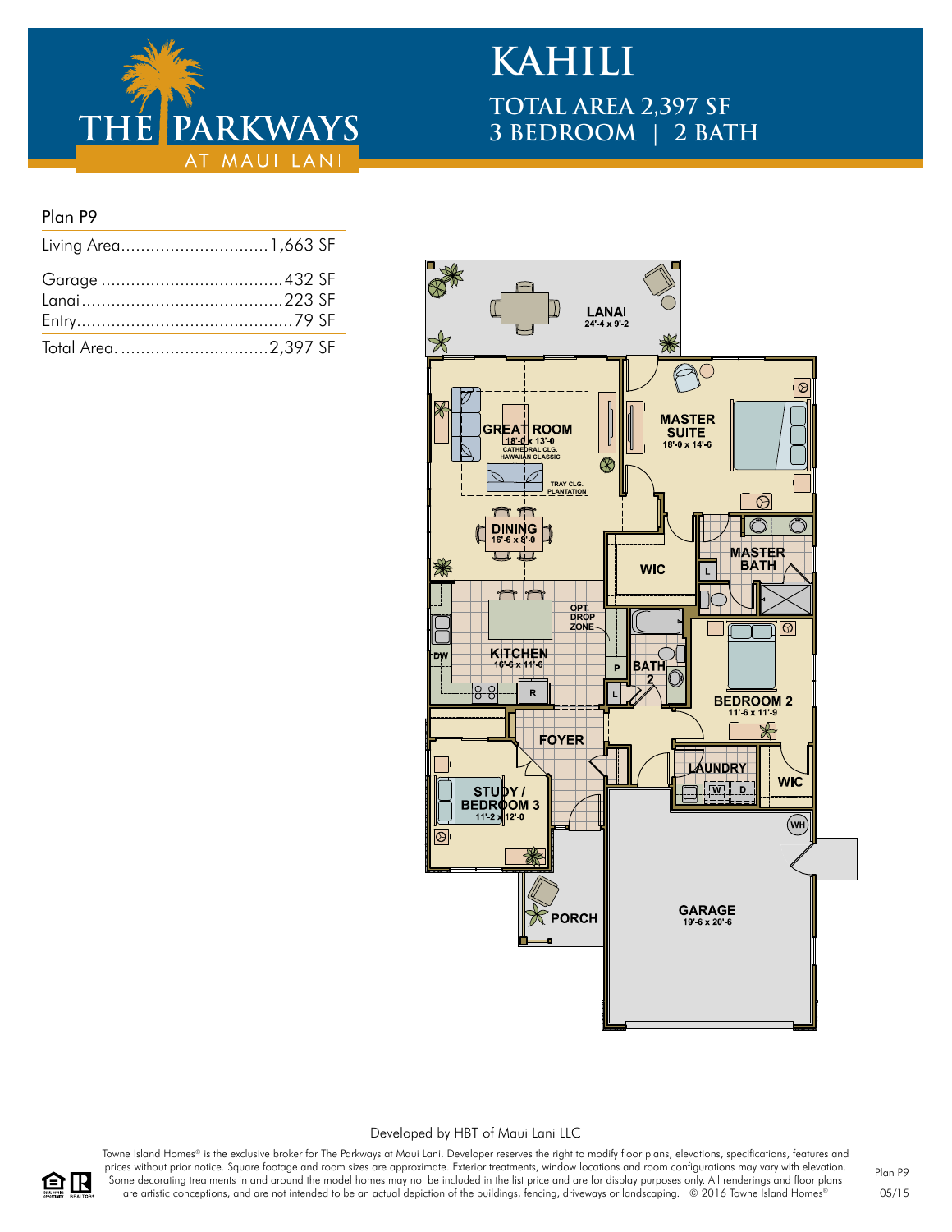THE PARKWAYS AT MAUI LANI

# KAHILI

## TOTAL AREA 2,397 SF
## 3 BEDROOM | 2 BATH

### Plan P9

| | |
|---|---|
| Living Area | 1,663 SF |
| Garage | 432 SF |
| Lanai | 223 SF |
| Entry | 79 SF |
| Total Area | 2,397 SF |

LANAI 24'-4 x 9'-2

GREAT ROOM 18'-0 x 13'-0 CATHEDRAL CLG. HAWAIIAN CLASSIC

TRAY CLG. PLANTATION

MASTER SUITE 18'-0 x 14'-6

DINING 16'-6 x 8'-0

WIC

MASTER BATH

L

OPT. DROP ZONE

KITCHEN 16'-6 x 11'-6

DW

R

P

BATH 2

L

BEDROOM 2 11'-6 x 11'-9

FOYER

LAUNDRY

W D

WIC

STUDY / BEDROOM 3 11'-2 x 12'-0

WH

PORCH

GARAGE 19'-6 x 20'-6

Developed by HBT of Maui Lani LLC

Towne Island Homes® is the exclusive broker for The Parkways at Maui Lani. Developer reserves the right to modify floor plans, elevations, specifications, features and prices without prior notice. Square footage and room sizes are approximate. Exterior treatments, window locations and room configurations may vary with elevation. Some decorating treatments in and around the model homes may not be included in the list price and are for display purposes only. All renderings and floor plans are artistic conceptions, and are not intended to be an actual depiction of the buildings, fencing, driveways or landscaping. © 2016 Towne Island Homes®

Plan P9

05/15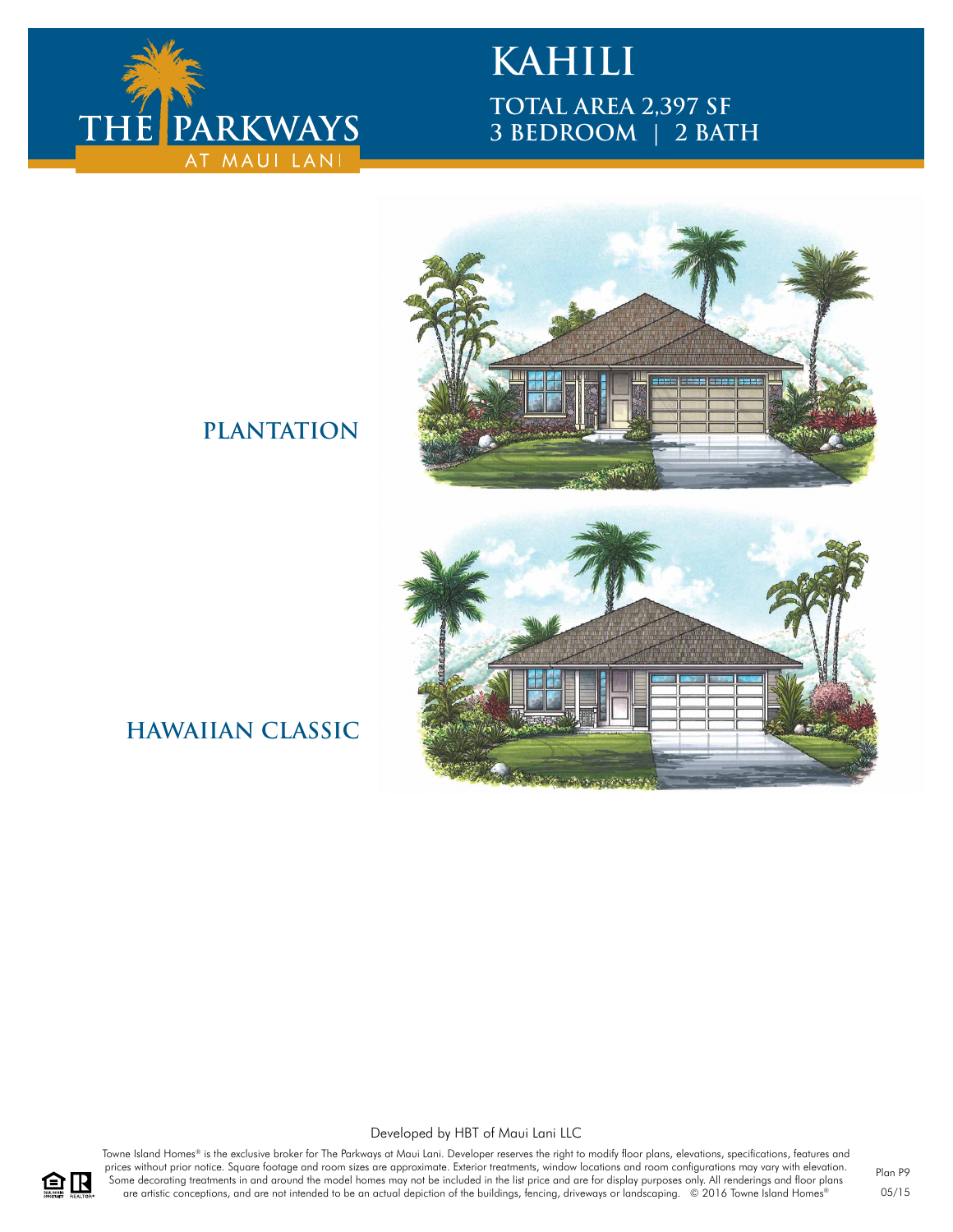THE PARKWAYS AT MAUI LANI

# KAHILI

**TOTAL AREA 2,397 SF**
**3 BEDROOM | 2 BATH**

## PLANTATION

## HAWAIIAN CLASSIC

Developed by HBT of Maui Lani LLC

Towne Island Homes® is the exclusive broker for The Parkways at Maui Lani. Developer reserves the right to modify floor plans, elevations, specifications, features and prices without prior notice. Square footage and room sizes are approximate. Exterior treatments, window locations and room configurations may vary with elevation. Some decorating treatments in and around the model homes may not be included in the list price and are for display purposes only. All renderings and floor plans are artistic conceptions, and are not intended to be an actual depiction of the buildings, fencing, driveways or landscaping. © 2016 Towne Island Homes®

Plan P9
05/15